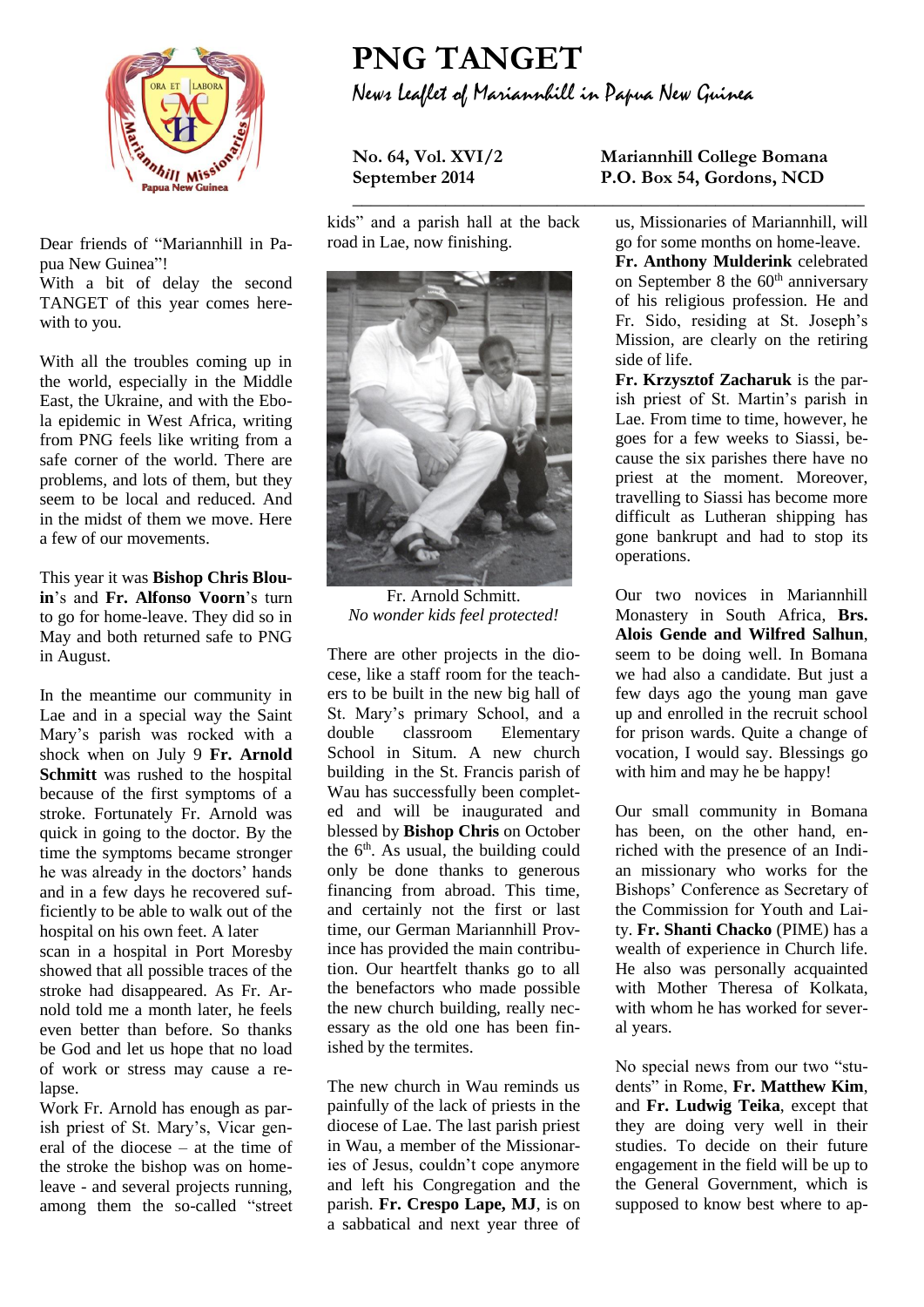# PNG TANGET

*News Leaflet of Mariannhill in Papua New Guinea*

**No. 64, Vol. XVI/2**
**September 2014**

**Mariannhill College Bomana**
**P.O. Box 54, Gordons, NCD**

Dear friends of "Mariannhill in Papua New Guinea"!
With a bit of delay the second TANGET of this year comes herewith to you.

With all the troubles coming up in the world, especially in the Middle East, the Ukraine, and with the Ebola epidemic in West Africa, writing from PNG feels like writing from a safe corner of the world. There are problems, and lots of them, but they seem to be local and reduced. And in the midst of them we move. Here a few of our movements.

This year it was **Bishop Chris Blouin**'s and **Fr. Alfonso Voorn**'s turn to go for home-leave. They did so in May and both returned safe to PNG in August.

In the meantime our community in Lae and in a special way the Saint Mary's parish was rocked with a shock when on July 9 **Fr. Arnold Schmitt** was rushed to the hospital because of the first symptoms of a stroke. Fortunately Fr. Arnold was quick in going to the doctor. By the time the symptoms became stronger he was already in the doctors' hands and in a few days he recovered sufficiently to be able to walk out of the hospital on his own feet. A later scan in a hospital in Port Moresby showed that all possible traces of the stroke had disappeared. As Fr. Arnold told me a month later, he feels even better than before. So thanks be God and let us hope that no load of work or stress may cause a relapse.
Work Fr. Arnold has enough as parish priest of St. Mary's, Vicar general of the diocese – at the time of the stroke the bishop was on home-leave - and several projects running, among them the so-called "street kids" and a parish hall at the back road in Lae, now finishing.

Fr. Arnold Schmitt.
*No wonder kids feel protected!*

There are other projects in the diocese, like a staff room for the teachers to be built in the new big hall of St. Mary's primary School, and a double classroom Elementary School in Situm. A new church building in the St. Francis parish of Wau has successfully been completed and will be inaugurated and blessed by **Bishop Chris** on October the 6th. As usual, the building could only be done thanks to generous financing from abroad. This time, and certainly not the first or last time, our German Mariannhill Province has provided the main contribution. Our heartfelt thanks go to all the benefactors who made possible the new church building, really necessary as the old one has been finished by the termites.

The new church in Wau reminds us painfully of the lack of priests in the diocese of Lae. The last parish priest in Wau, a member of the Missionaries of Jesus, couldn't cope anymore and left his Congregation and the parish. **Fr. Crespo Lape, MJ**, is on a sabbatical and next year three of us, Missionaries of Mariannhill, will go for some months on home-leave.
**Fr. Anthony Mulderink** celebrated on September 8 the 60th anniversary of his religious profession. He and Fr. Sido, residing at St. Joseph's Mission, are clearly on the retiring side of life.
**Fr. Krzysztof Zacharuk** is the parish priest of St. Martin's parish in Lae. From time to time, however, he goes for a few weeks to Siassi, because the six parishes there have no priest at the moment. Moreover, travelling to Siassi has become more difficult as Lutheran shipping has gone bankrupt and had to stop its operations.

Our two novices in Mariannhill Monastery in South Africa, **Brs. Alois Gende and Wilfred Salhun**, seem to be doing well. In Bomana we had also a candidate. But just a few days ago the young man gave up and enrolled in the recruit school for prison wards. Quite a change of vocation, I would say. Blessings go with him and may he be happy!

Our small community in Bomana has been, on the other hand, enriched with the presence of an Indian missionary who works for the Bishops' Conference as Secretary of the Commission for Youth and Laity. **Fr. Shanti Chacko** (PIME) has a wealth of experience in Church life. He also was personally acquainted with Mother Theresa of Kolkata, with whom he has worked for several years.

No special news from our two "students" in Rome, **Fr. Matthew Kim**, and **Fr. Ludwig Teika**, except that they are doing very well in their studies. To decide on their future engagement in the field will be up to the General Government, which is supposed to know best where to ap-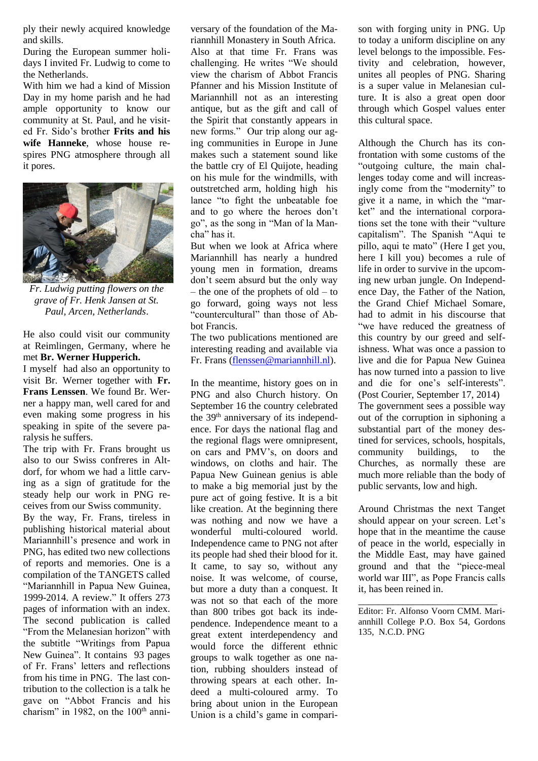ply their newly acquired knowledge and skills.

During the European summer holidays I invited Fr. Ludwig to come to the Netherlands.

With him we had a kind of Mission Day in my home parish and he had ample opportunity to know our community at St. Paul, and he visited Fr. Sido's brother **Frits and his wife Hanneke**, whose house respires PNG atmosphere through all it pores.

*Fr. Ludwig putting flowers on the grave of Fr. Henk Jansen at St. Paul, Arcen, Netherlands.*

He also could visit our community at Reimlingen, Germany, where he met **Br. Werner Hupperich.**

I myself had also an opportunity to visit Br. Werner together with **Fr. Frans Lenssen**. We found Br. Werner a happy man, well cared for and even making some progress in his speaking in spite of the severe paralysis he suffers.

The trip with Fr. Frans brought us also to our Swiss confreres in Altdorf, for whom we had a little carving as a sign of gratitude for the steady help our work in PNG receives from our Swiss community.

By the way, Fr. Frans, tireless in publishing historical material about Mariannhill's presence and work in PNG, has edited two new collections of reports and memories. One is a compilation of the TANGETS called "Mariannhill in Papua New Guinea, 1999-2014. A review." It offers 273 pages of information with an index. The second publication is called "From the Melanesian horizon" with the subtitle "Writings from Papua New Guinea". It contains 93 pages of Fr. Frans' letters and reflections from his time in PNG. The last contribution to the collection is a talk he gave on "Abbot Francis and his charism" in 1982, on the 100th anniversary of the foundation of the Mariannhill Monastery in South Africa.

Also at that time Fr. Frans was challenging. He writes "We should view the charism of Abbot Francis Pfanner and his Mission Institute of Mariannhill not as an interesting antique, but as the gift and call of the Spirit that constantly appears in new forms." Our trip along our ageing communities in Europe in June makes such a statement sound like the battle cry of El Quijote, heading on his mule for the windmills, with outstretched arm, holding high his lance "to fight the unbeatable foe and to go where the heroes don't go", as the song in "Man of la Mancha" has it.

But when we look at Africa where Mariannhill has nearly a hundred young men in formation, dreams don't seem absurd but the only way – the one of the prophets of old – to go forward, going ways not less "countercultural" than those of Abbot Francis.

The two publications mentioned are interesting reading and available via Fr. Frans (flenssen@mariannhill.nl).

In the meantime, history goes on in PNG and also Church history. On September 16 the country celebrated the 39th anniversary of its independence. For days the national flag and the regional flags were omnipresent, on cars and PMV's, on doors and windows, on cloths and hair. The Papua New Guinean genius is able to make a big memorial just by the pure act of going festive. It is a bit like creation. At the beginning there was nothing and now we have a wonderful multi-coloured world. Independence came to PNG not after its people had shed their blood for it. It came, to say so, without any noise. It was welcome, of course, but more a duty than a conquest. It was not so that each of the more than 800 tribes got back its independence. Independence meant to a great extent interdependency and would force the different ethnic groups to walk together as one nation, rubbing shoulders instead of throwing spears at each other. Indeed a multi-coloured army. To bring about union in the European Union is a child's game in comparison with forging unity in PNG. Up to today a uniform discipline on any level belongs to the impossible. Festivity and celebration, however, unites all peoples of PNG. Sharing is a super value in Melanesian culture. It is also a great open door through which Gospel values enter this cultural space.

Although the Church has its confrontation with some customs of the "outgoing culture, the main challenges today come and will increasingly come from the "modernity" to give it a name, in which the "market" and the international corporations set the tone with their "vulture capitalism". The Spanish "Aqui te pillo, aqui te mato" (Here I get you, here I kill you) becomes a rule of life in order to survive in the upcoming new urban jungle. On Independence Day, the Father of the Nation, the Grand Chief Michael Somare, had to admit in his discourse that "we have reduced the greatness of this country by our greed and selfishness. What was once a passion to live and die for Papua New Guinea has now turned into a passion to live and die for one's self-interests". (Post Courier, September 17, 2014)

The government sees a possible way out of the corruption in siphoning a substantial part of the money destined for services, schools, hospitals, community buildings, to the Churches, as normally these are much more reliable than the body of public servants, low and high.

Around Christmas the next Tanget should appear on your screen. Let's hope that in the meantime the cause of peace in the world, especially in the Middle East, may have gained ground and that the "piece-meal world war III", as Pope Francis calls it, has been reined in.

---

Editor: Fr. Alfonso Voorn CMM. Mariannhill College P.O. Box 54, Gordons 135, N.C.D. PNG